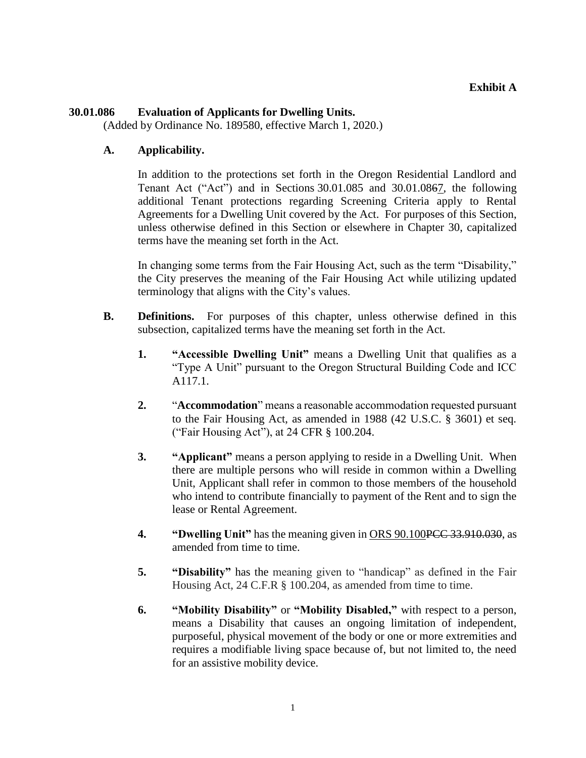**Exhibit A**

**30.01.086 Evaluation of Applicants for Dwelling Units.**
(Added by Ordinance No. 189580, effective March 1, 2020.)

**A. Applicability.**

In addition to the protections set forth in the Oregon Residential Landlord and Tenant Act ("Act") and in Sections 30.01.085 and 30.01.08~~6~~7, the following additional Tenant protections regarding Screening Criteria apply to Rental Agreements for a Dwelling Unit covered by the Act. For purposes of this Section, unless otherwise defined in this Section or elsewhere in Chapter 30, capitalized terms have the meaning set forth in the Act.

In changing some terms from the Fair Housing Act, such as the term "Disability," the City preserves the meaning of the Fair Housing Act while utilizing updated terminology that aligns with the City's values.

**B. Definitions.** For purposes of this chapter, unless otherwise defined in this subsection, capitalized terms have the meaning set forth in the Act.

1. **"Accessible Dwelling Unit"** means a Dwelling Unit that qualifies as a "Type A Unit" pursuant to the Oregon Structural Building Code and ICC A117.1.

2. "**Accommodation**" means a reasonable accommodation requested pursuant to the Fair Housing Act, as amended in 1988 (42 U.S.C. § 3601) et seq. ("Fair Housing Act"), at 24 CFR § 100.204.

3. **"Applicant"** means a person applying to reside in a Dwelling Unit. When there are multiple persons who will reside in common within a Dwelling Unit, Applicant shall refer in common to those members of the household who intend to contribute financially to payment of the Rent and to sign the lease or Rental Agreement.

4. **"Dwelling Unit"** has the meaning given in ORS 90.100~~PCC 33.910.030~~, as amended from time to time.

5. **"Disability"** has the meaning given to "handicap" as defined in the Fair Housing Act, 24 C.F.R § 100.204, as amended from time to time.

6. **"Mobility Disability"** or **"Mobility Disabled,"** with respect to a person, means a Disability that causes an ongoing limitation of independent, purposeful, physical movement of the body or one or more extremities and requires a modifiable living space because of, but not limited to, the need for an assistive mobility device.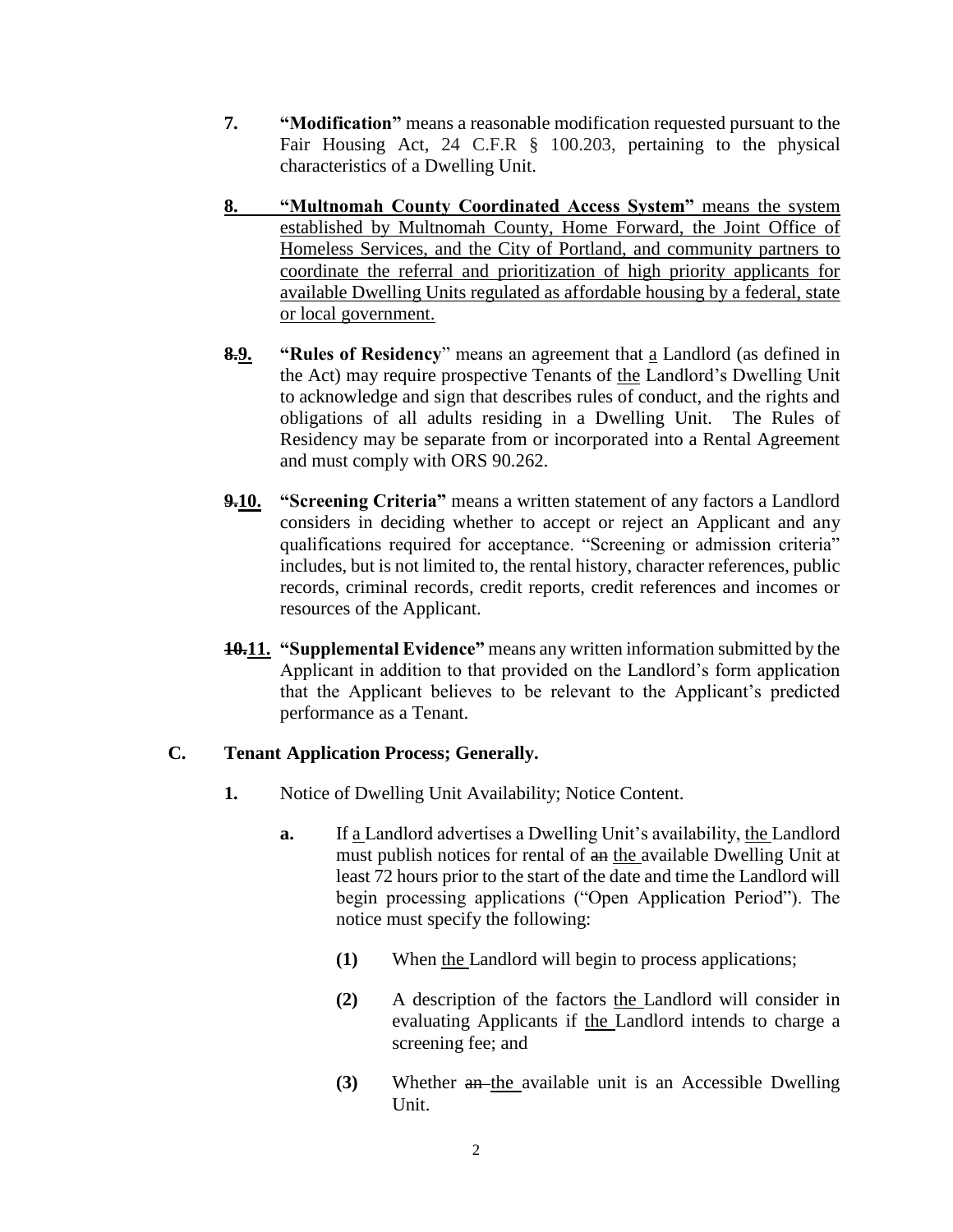**7.** **"Modification"** means a reasonable modification requested pursuant to the Fair Housing Act, 24 C.F.R § 100.203, pertaining to the physical characteristics of a Dwelling Unit.

<u>**8.** **"Multnomah County Coordinated Access System"** means the system established by Multnomah County, Home Forward, the Joint Office of Homeless Services, and the City of Portland, and community partners to coordinate the referral and prioritization of high priority applicants for available Dwelling Units regulated as affordable housing by a federal, state or local government.</u>

**~~8.~~<u>9.</u>** **"Rules of Residency"** means an agreement that <u>a</u> Landlord (as defined in the Act) may require prospective Tenants of <u>the</u> Landlord's Dwelling Unit to acknowledge and sign that describes rules of conduct, and the rights and obligations of all adults residing in a Dwelling Unit. The Rules of Residency may be separate from or incorporated into a Rental Agreement and must comply with ORS 90.262.

**~~9.~~<u>10.</u>** **"Screening Criteria"** means a written statement of any factors a Landlord considers in deciding whether to accept or reject an Applicant and any qualifications required for acceptance. "Screening or admission criteria" includes, but is not limited to, the rental history, character references, public records, criminal records, credit reports, credit references and incomes or resources of the Applicant.

**~~10.~~<u>11.</u>** **"Supplemental Evidence"** means any written information submitted by the Applicant in addition to that provided on the Landlord's form application that the Applicant believes to be relevant to the Applicant's predicted performance as a Tenant.

## C. Tenant Application Process; Generally.

**1.** Notice of Dwelling Unit Availability; Notice Content.

**a.** If <u>a</u> Landlord advertises a Dwelling Unit's availability, <u>the</u> Landlord must publish notices for rental of ~~an~~ <u>the</u> available Dwelling Unit at least 72 hours prior to the start of the date and time the Landlord will begin processing applications ("Open Application Period"). The notice must specify the following:

**(1)** When <u>the</u> Landlord will begin to process applications;

**(2)** A description of the factors <u>the</u> Landlord will consider in evaluating Applicants if <u>the</u> Landlord intends to charge a screening fee; and

**(3)** Whether ~~an~~ <u>the</u> available unit is an Accessible Dwelling Unit.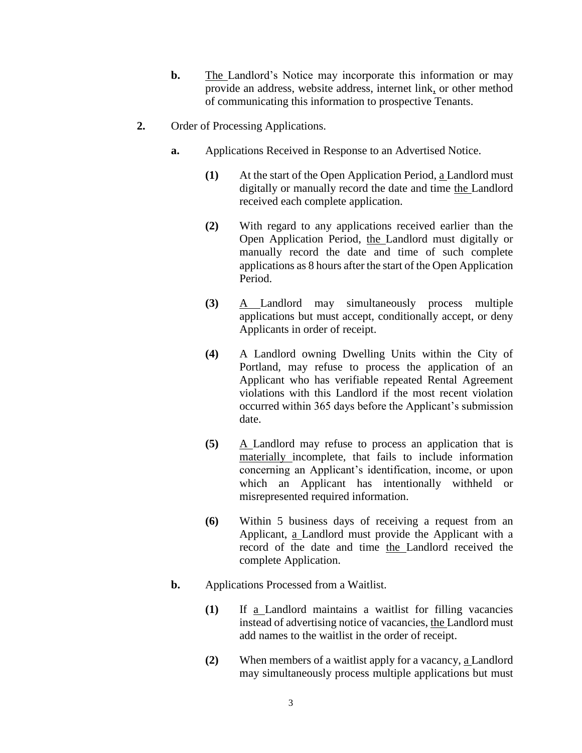**b.** The Landlord's Notice may incorporate this information or may provide an address, website address, internet link, or other method of communicating this information to prospective Tenants.

**2.** Order of Processing Applications.

**a.** Applications Received in Response to an Advertised Notice.

**(1)** At the start of the Open Application Period, a Landlord must digitally or manually record the date and time the Landlord received each complete application.

**(2)** With regard to any applications received earlier than the Open Application Period, the Landlord must digitally or manually record the date and time of such complete applications as 8 hours after the start of the Open Application Period.

**(3)** A Landlord may simultaneously process multiple applications but must accept, conditionally accept, or deny Applicants in order of receipt.

**(4)** A Landlord owning Dwelling Units within the City of Portland, may refuse to process the application of an Applicant who has verifiable repeated Rental Agreement violations with this Landlord if the most recent violation occurred within 365 days before the Applicant's submission date.

**(5)** A Landlord may refuse to process an application that is materially incomplete, that fails to include information concerning an Applicant's identification, income, or upon which an Applicant has intentionally withheld or misrepresented required information.

**(6)** Within 5 business days of receiving a request from an Applicant, a Landlord must provide the Applicant with a record of the date and time the Landlord received the complete Application.

**b.** Applications Processed from a Waitlist.

**(1)** If a Landlord maintains a waitlist for filling vacancies instead of advertising notice of vacancies, the Landlord must add names to the waitlist in the order of receipt.

**(2)** When members of a waitlist apply for a vacancy, a Landlord may simultaneously process multiple applications but must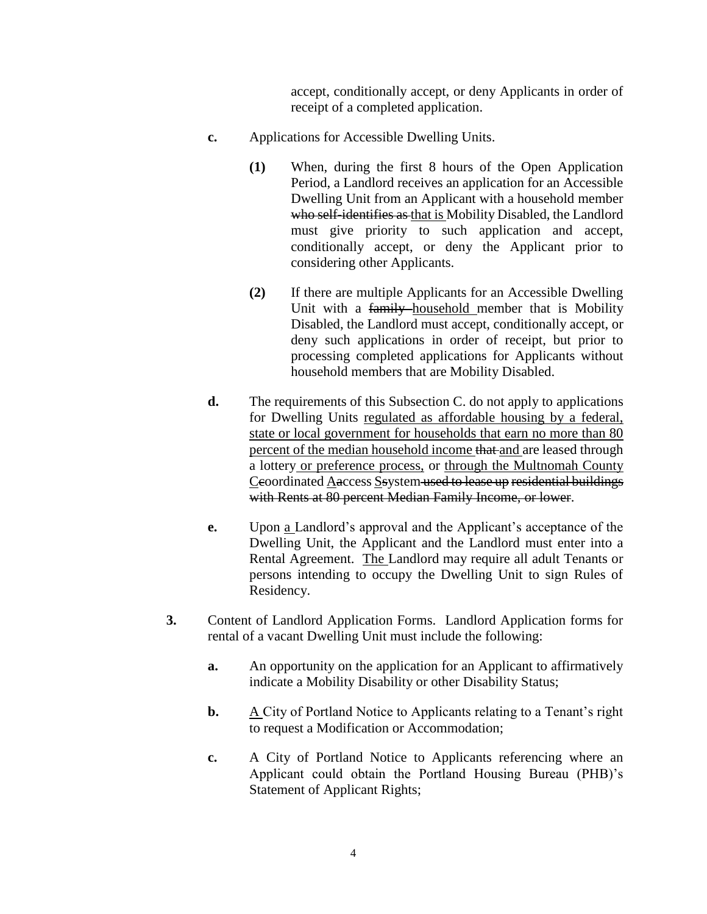accept, conditionally accept, or deny Applicants in order of receipt of a completed application.

**c.** Applications for Accessible Dwelling Units.

**(1)** When, during the first 8 hours of the Open Application Period, a Landlord receives an application for an Accessible Dwelling Unit from an Applicant with a household member ~~who self-identifies as~~ <u>that is</u> Mobility Disabled, the Landlord must give priority to such application and accept, conditionally accept, or deny the Applicant prior to considering other Applicants.

**(2)** If there are multiple Applicants for an Accessible Dwelling Unit with a ~~family~~ <u>household</u> member that is Mobility Disabled, the Landlord must accept, conditionally accept, or deny such applications in order of receipt, but prior to processing completed applications for Applicants without household members that are Mobility Disabled.

**d.** The requirements of this Subsection C. do not apply to applications for Dwelling Units <u>regulated as affordable housing by a federal, state or local government for households that earn no more than 80 percent of the median household income</u> ~~that~~ <u>and</u> are leased through a lottery <u>or preference process,</u> or <u>through the Multnomah County</u> <u>C</u>~~c~~oordinated <u>A</u>~~a~~ccess <u>S</u>~~s~~ystem ~~used to lease up residential buildings with Rents at 80 percent Median Family Income, or lower~~.

**e.** Upon <u>a</u> Landlord's approval and the Applicant's acceptance of the Dwelling Unit, the Applicant and the Landlord must enter into a Rental Agreement. <u>The</u> Landlord may require all adult Tenants or persons intending to occupy the Dwelling Unit to sign Rules of Residency.

**3.** Content of Landlord Application Forms. Landlord Application forms for rental of a vacant Dwelling Unit must include the following:

**a.** An opportunity on the application for an Applicant to affirmatively indicate a Mobility Disability or other Disability Status;

**b.** <u>A</u> City of Portland Notice to Applicants relating to a Tenant's right to request a Modification or Accommodation;

**c.** A City of Portland Notice to Applicants referencing where an Applicant could obtain the Portland Housing Bureau (PHB)'s Statement of Applicant Rights;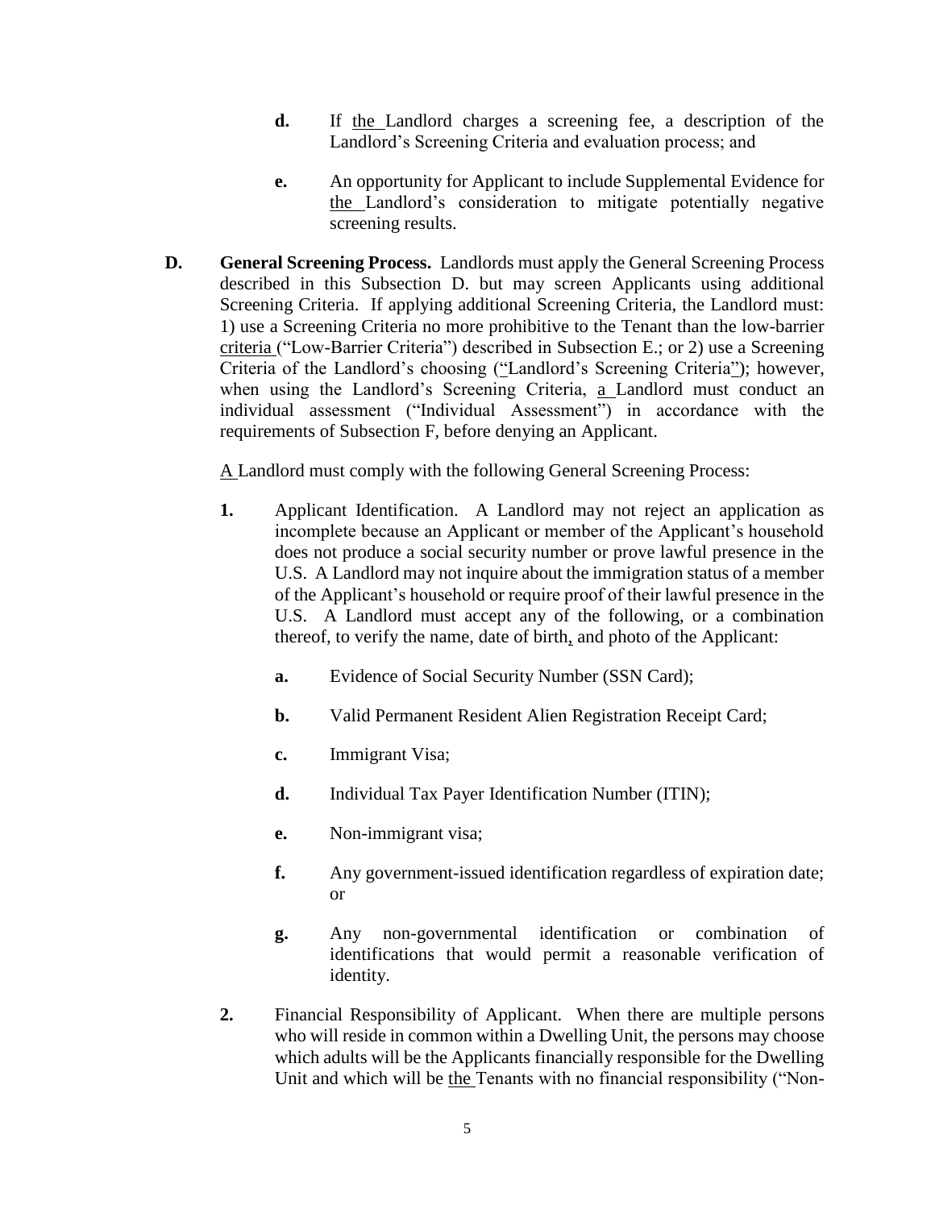- **d.** If the Landlord charges a screening fee, a description of the Landlord's Screening Criteria and evaluation process; and

- **e.** An opportunity for Applicant to include Supplemental Evidence for the Landlord's consideration to mitigate potentially negative screening results.

**D. General Screening Process.** Landlords must apply the General Screening Process described in this Subsection D. but may screen Applicants using additional Screening Criteria. If applying additional Screening Criteria, the Landlord must: 1) use a Screening Criteria no more prohibitive to the Tenant than the low-barrier criteria ("Low-Barrier Criteria") described in Subsection E.; or 2) use a Screening Criteria of the Landlord's choosing ("Landlord's Screening Criteria"); however, when using the Landlord's Screening Criteria, a Landlord must conduct an individual assessment ("Individual Assessment") in accordance with the requirements of Subsection F, before denying an Applicant.

A Landlord must comply with the following General Screening Process:

**1.** Applicant Identification. A Landlord may not reject an application as incomplete because an Applicant or member of the Applicant's household does not produce a social security number or prove lawful presence in the U.S. A Landlord may not inquire about the immigration status of a member of the Applicant's household or require proof of their lawful presence in the U.S. A Landlord must accept any of the following, or a combination thereof, to verify the name, date of birth, and photo of the Applicant:

- **a.** Evidence of Social Security Number (SSN Card);
- **b.** Valid Permanent Resident Alien Registration Receipt Card;
- **c.** Immigrant Visa;
- **d.** Individual Tax Payer Identification Number (ITIN);
- **e.** Non-immigrant visa;
- **f.** Any government-issued identification regardless of expiration date; or
- **g.** Any non-governmental identification or combination of identifications that would permit a reasonable verification of identity.

**2.** Financial Responsibility of Applicant. When there are multiple persons who will reside in common within a Dwelling Unit, the persons may choose which adults will be the Applicants financially responsible for the Dwelling Unit and which will be the Tenants with no financial responsibility ("Non-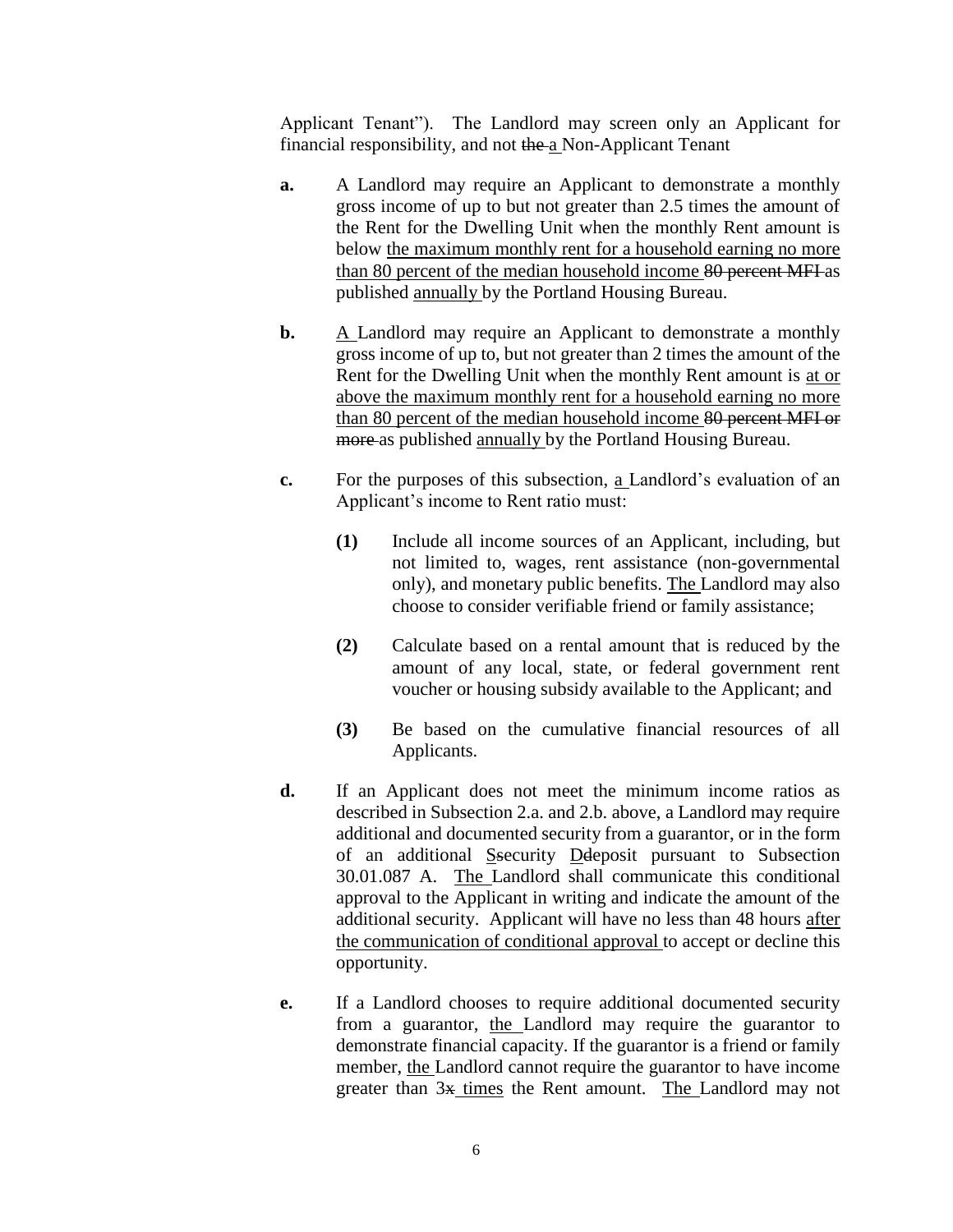Applicant Tenant"). The Landlord may screen only an Applicant for financial responsibility, and not ~~the~~ <u>a</u> Non-Applicant Tenant

**a.** A Landlord may require an Applicant to demonstrate a monthly gross income of up to but not greater than 2.5 times the amount of the Rent for the Dwelling Unit when the monthly Rent amount is below <u>the maximum monthly rent for a household earning no more than 80 percent of the median household income</u> ~~80 percent MFI~~ as published <u>annually</u> by the Portland Housing Bureau.

**b.** <u>A</u> Landlord may require an Applicant to demonstrate a monthly gross income of up to, but not greater than 2 times the amount of the Rent for the Dwelling Unit when the monthly Rent amount is <u>at or above the maximum monthly rent for a household earning no more than 80 percent of the median household income</u> ~~80 percent MFI or more~~ as published <u>annually</u> by the Portland Housing Bureau.

**c.** For the purposes of this subsection, <u>a</u> Landlord's evaluation of an Applicant's income to Rent ratio must:

- **(1)** Include all income sources of an Applicant, including, but not limited to, wages, rent assistance (non-governmental only), and monetary public benefits. <u>The</u> Landlord may also choose to consider verifiable friend or family assistance;

- **(2)** Calculate based on a rental amount that is reduced by the amount of any local, state, or federal government rent voucher or housing subsidy available to the Applicant; and

- **(3)** Be based on the cumulative financial resources of all Applicants.

**d.** If an Applicant does not meet the minimum income ratios as described in Subsection 2.a. and 2.b. above, a Landlord may require additional and documented security from a guarantor, or in the form of an additional <u>S</u>~~s~~ecurity <u>D</u>~~d~~eposit pursuant to Subsection 30.01.087 A. <u>The</u> Landlord shall communicate this conditional approval to the Applicant in writing and indicate the amount of the additional security. Applicant will have no less than 48 hours <u>after the communication of conditional approval</u> to accept or decline this opportunity.

**e.** If a Landlord chooses to require additional documented security from a guarantor, <u>the</u> Landlord may require the guarantor to demonstrate financial capacity. If the guarantor is a friend or family member, <u>the</u> Landlord cannot require the guarantor to have income greater than 3~~x~~ <u>times</u> the Rent amount. <u>The</u> Landlord may not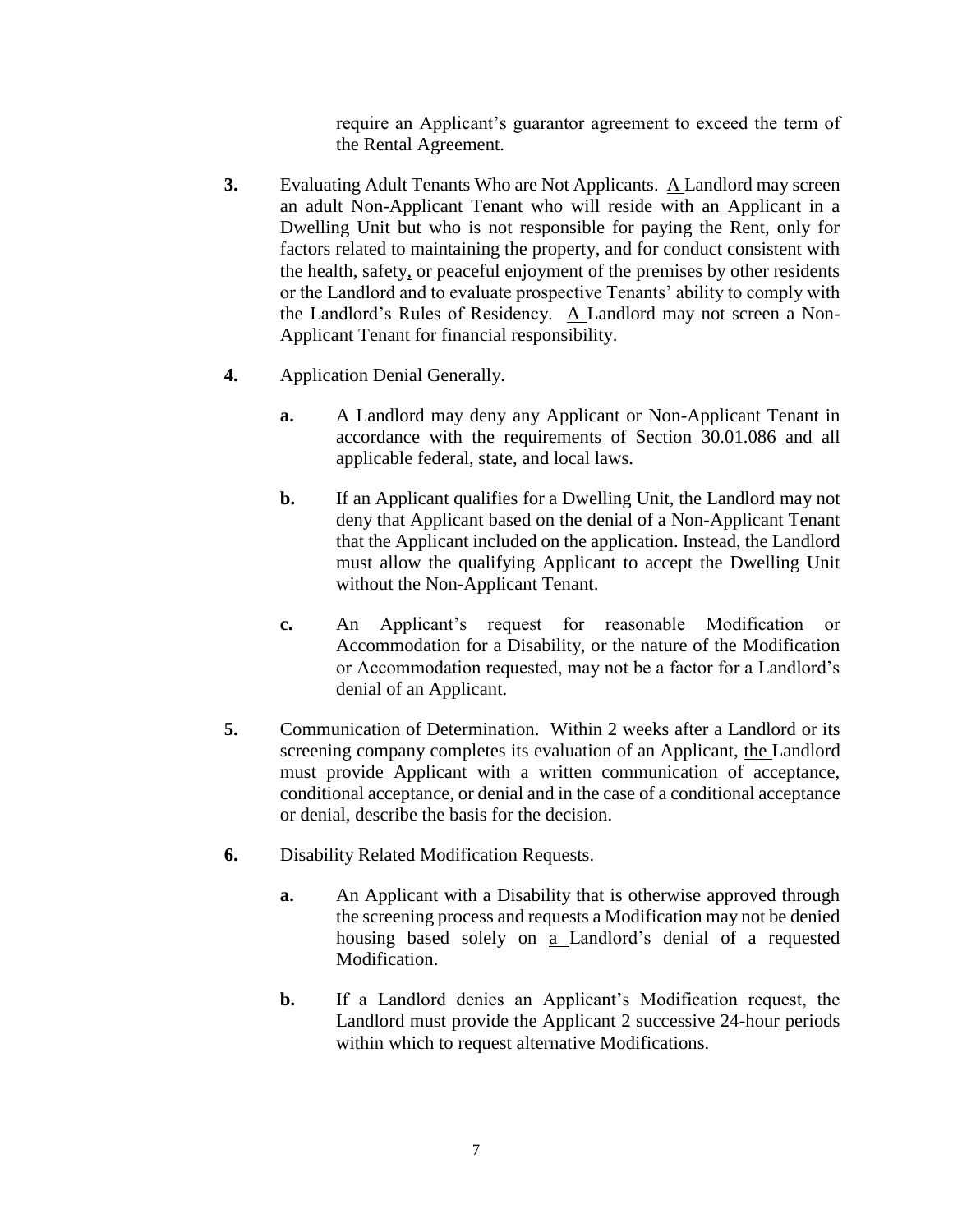require an Applicant's guarantor agreement to exceed the term of the Rental Agreement.

**3.** Evaluating Adult Tenants Who are Not Applicants. A Landlord may screen an adult Non-Applicant Tenant who will reside with an Applicant in a Dwelling Unit but who is not responsible for paying the Rent, only for factors related to maintaining the property, and for conduct consistent with the health, safety, or peaceful enjoyment of the premises by other residents or the Landlord and to evaluate prospective Tenants' ability to comply with the Landlord's Rules of Residency. A Landlord may not screen a Non-Applicant Tenant for financial responsibility.

**4.** Application Denial Generally.

**a.** A Landlord may deny any Applicant or Non-Applicant Tenant in accordance with the requirements of Section 30.01.086 and all applicable federal, state, and local laws.

**b.** If an Applicant qualifies for a Dwelling Unit, the Landlord may not deny that Applicant based on the denial of a Non-Applicant Tenant that the Applicant included on the application. Instead, the Landlord must allow the qualifying Applicant to accept the Dwelling Unit without the Non-Applicant Tenant.

**c.** An Applicant's request for reasonable Modification or Accommodation for a Disability, or the nature of the Modification or Accommodation requested, may not be a factor for a Landlord's denial of an Applicant.

**5.** Communication of Determination. Within 2 weeks after a Landlord or its screening company completes its evaluation of an Applicant, the Landlord must provide Applicant with a written communication of acceptance, conditional acceptance, or denial and in the case of a conditional acceptance or denial, describe the basis for the decision.

**6.** Disability Related Modification Requests.

**a.** An Applicant with a Disability that is otherwise approved through the screening process and requests a Modification may not be denied housing based solely on a Landlord's denial of a requested Modification.

**b.** If a Landlord denies an Applicant's Modification request, the Landlord must provide the Applicant 2 successive 24-hour periods within which to request alternative Modifications.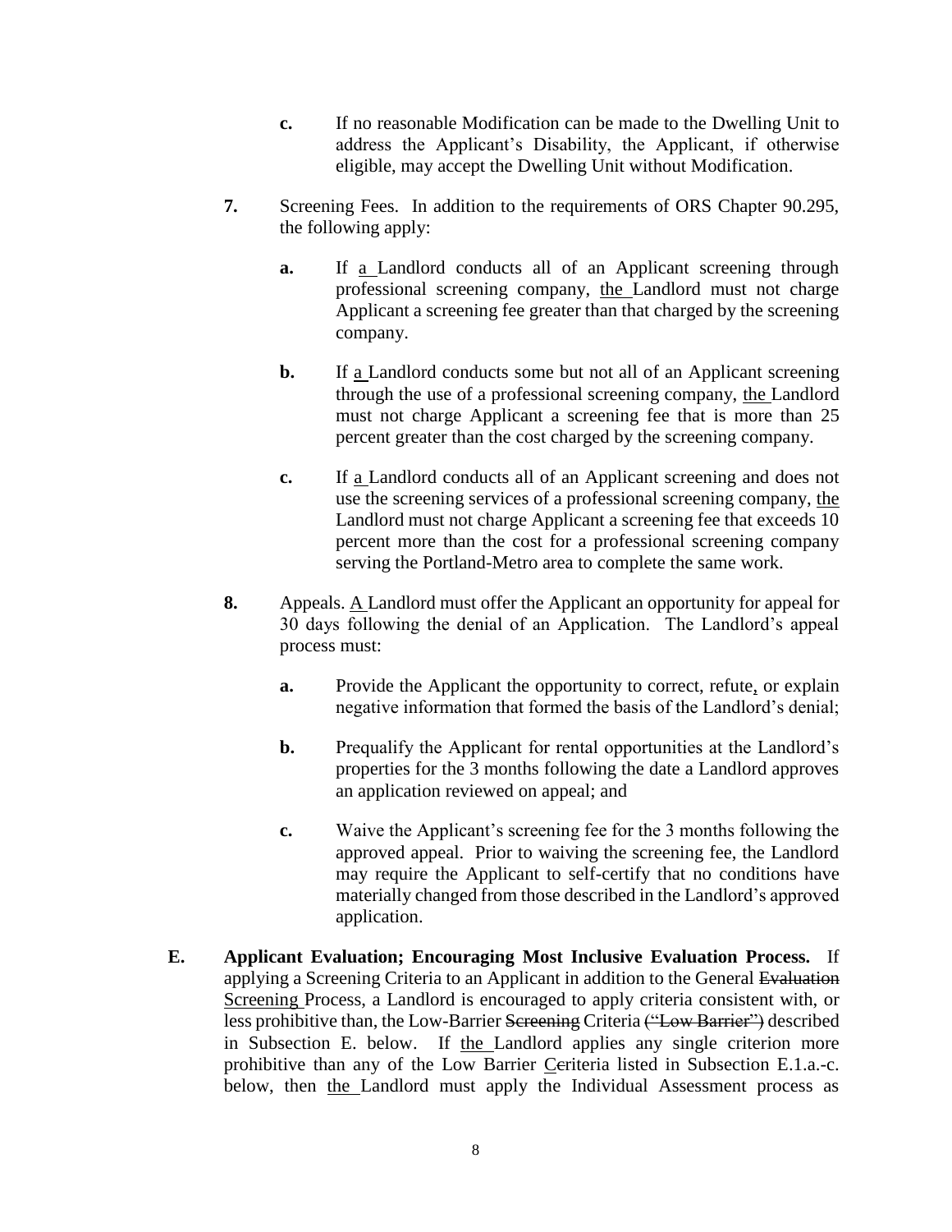**c.** If no reasonable Modification can be made to the Dwelling Unit to address the Applicant's Disability, the Applicant, if otherwise eligible, may accept the Dwelling Unit without Modification.

**7.** Screening Fees. In addition to the requirements of ORS Chapter 90.295, the following apply:

**a.** If a Landlord conducts all of an Applicant screening through professional screening company, the Landlord must not charge Applicant a screening fee greater than that charged by the screening company.

**b.** If a Landlord conducts some but not all of an Applicant screening through the use of a professional screening company, the Landlord must not charge Applicant a screening fee that is more than 25 percent greater than the cost charged by the screening company.

**c.** If a Landlord conducts all of an Applicant screening and does not use the screening services of a professional screening company, the Landlord must not charge Applicant a screening fee that exceeds 10 percent more than the cost for a professional screening company serving the Portland-Metro area to complete the same work.

**8.** Appeals. A Landlord must offer the Applicant an opportunity for appeal for 30 days following the denial of an Application. The Landlord's appeal process must:

**a.** Provide the Applicant the opportunity to correct, refute, or explain negative information that formed the basis of the Landlord's denial;

**b.** Prequalify the Applicant for rental opportunities at the Landlord's properties for the 3 months following the date a Landlord approves an application reviewed on appeal; and

**c.** Waive the Applicant's screening fee for the 3 months following the approved appeal. Prior to waiving the screening fee, the Landlord may require the Applicant to self-certify that no conditions have materially changed from those described in the Landlord's approved application.

**E. Applicant Evaluation; Encouraging Most Inclusive Evaluation Process.** If applying a Screening Criteria to an Applicant in addition to the General ~~Evaluation~~ Screening Process, a Landlord is encouraged to apply criteria consistent with, or less prohibitive than, the Low-Barrier ~~Screening~~ Criteria ~~("Low Barrier")~~ described in Subsection E. below. If the Landlord applies any single criterion more prohibitive than any of the Low Barrier C~~c~~riteria listed in Subsection E.1.a.-c. below, then the Landlord must apply the Individual Assessment process as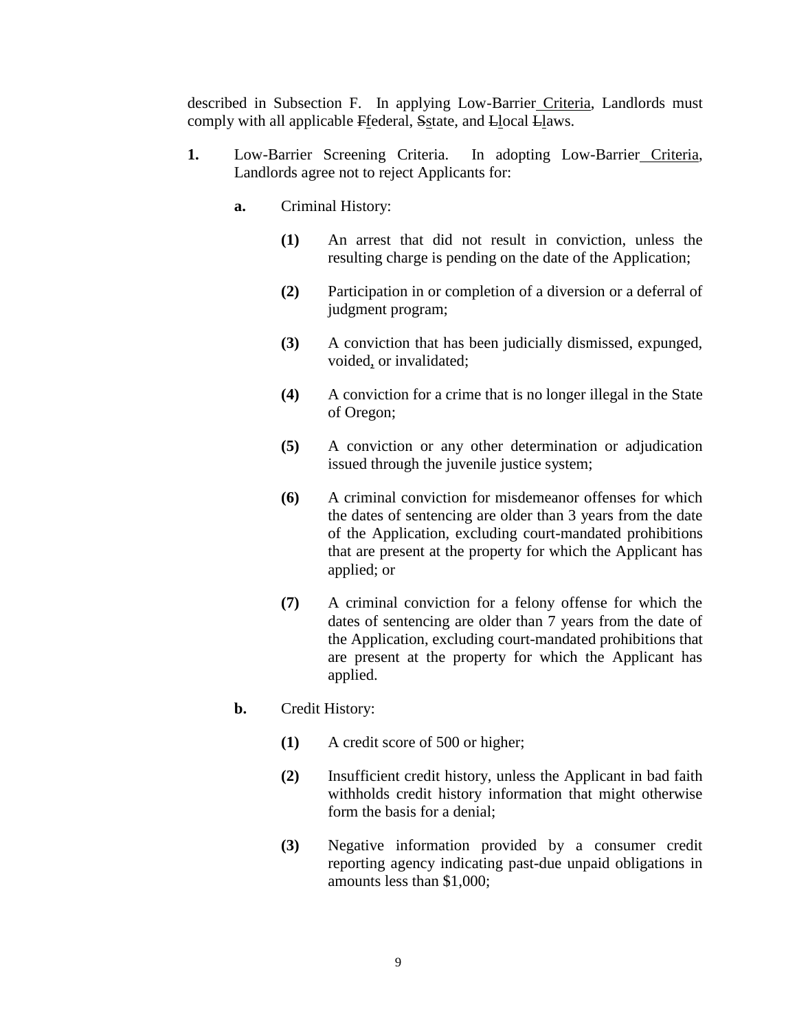described in Subsection F. In applying Low-Barrier Criteria, Landlords must comply with all applicable ~~F~~federal, ~~S~~state, and ~~L~~local ~~L~~laws.

**1.** Low-Barrier Screening Criteria. In adopting Low-Barrier Criteria, Landlords agree not to reject Applicants for:

- **a.** Criminal History:
  - **(1)** An arrest that did not result in conviction, unless the resulting charge is pending on the date of the Application;
  - **(2)** Participation in or completion of a diversion or a deferral of judgment program;
  - **(3)** A conviction that has been judicially dismissed, expunged, voided, or invalidated;
  - **(4)** A conviction for a crime that is no longer illegal in the State of Oregon;
  - **(5)** A conviction or any other determination or adjudication issued through the juvenile justice system;
  - **(6)** A criminal conviction for misdemeanor offenses for which the dates of sentencing are older than 3 years from the date of the Application, excluding court-mandated prohibitions that are present at the property for which the Applicant has applied; or
  - **(7)** A criminal conviction for a felony offense for which the dates of sentencing are older than 7 years from the date of the Application, excluding court-mandated prohibitions that are present at the property for which the Applicant has applied.
- **b.** Credit History:
  - **(1)** A credit score of 500 or higher;
  - **(2)** Insufficient credit history, unless the Applicant in bad faith withholds credit history information that might otherwise form the basis for a denial;
  - **(3)** Negative information provided by a consumer credit reporting agency indicating past-due unpaid obligations in amounts less than $1,000;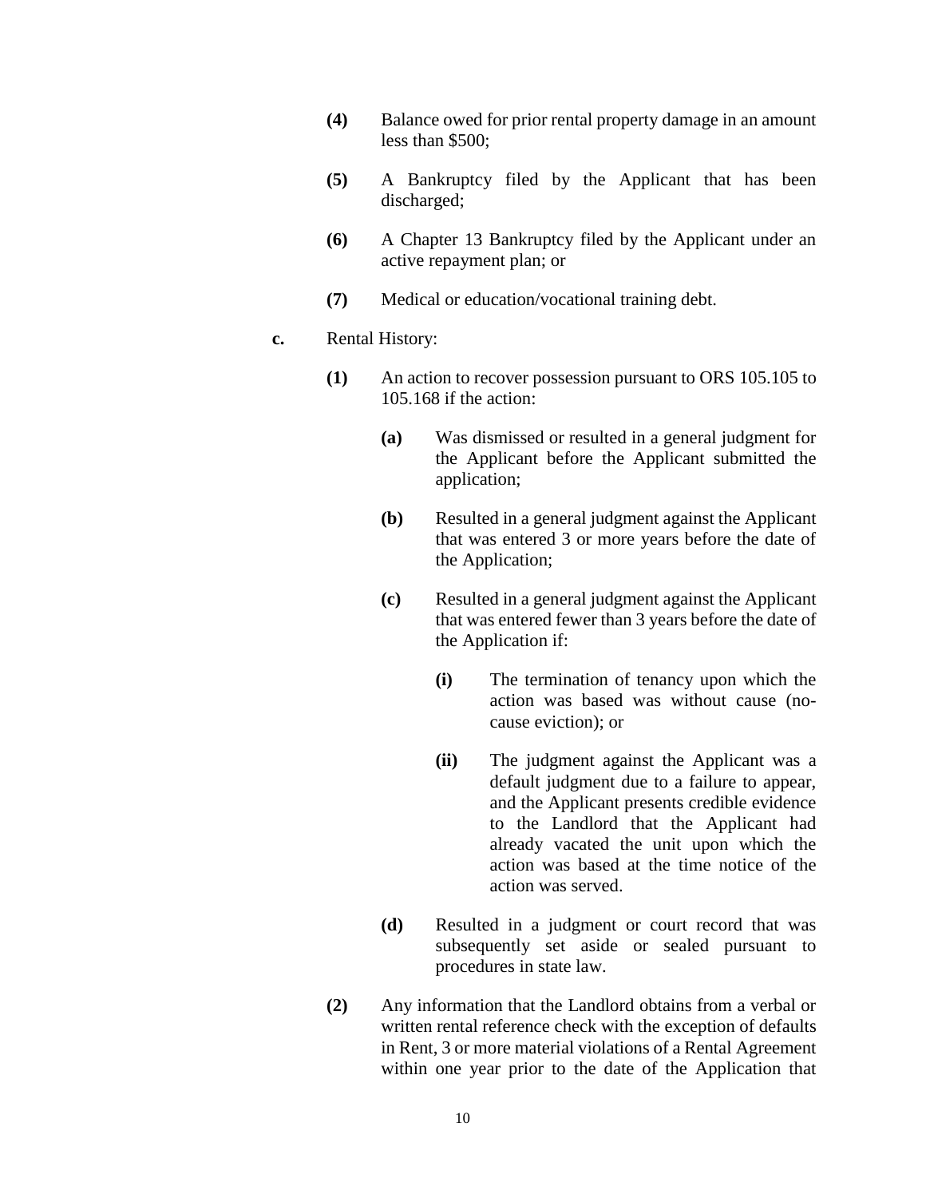**(4)** Balance owed for prior rental property damage in an amount less than $500;

**(5)** A Bankruptcy filed by the Applicant that has been discharged;

**(6)** A Chapter 13 Bankruptcy filed by the Applicant under an active repayment plan; or

**(7)** Medical or education/vocational training debt.

**c.** Rental History:

**(1)** An action to recover possession pursuant to ORS 105.105 to 105.168 if the action:

**(a)** Was dismissed or resulted in a general judgment for the Applicant before the Applicant submitted the application;

**(b)** Resulted in a general judgment against the Applicant that was entered 3 or more years before the date of the Application;

**(c)** Resulted in a general judgment against the Applicant that was entered fewer than 3 years before the date of the Application if:

**(i)** The termination of tenancy upon which the action was based was without cause (no-cause eviction); or

**(ii)** The judgment against the Applicant was a default judgment due to a failure to appear, and the Applicant presents credible evidence to the Landlord that the Applicant had already vacated the unit upon which the action was based at the time notice of the action was served.

**(d)** Resulted in a judgment or court record that was subsequently set aside or sealed pursuant to procedures in state law.

**(2)** Any information that the Landlord obtains from a verbal or written rental reference check with the exception of defaults in Rent, 3 or more material violations of a Rental Agreement within one year prior to the date of the Application that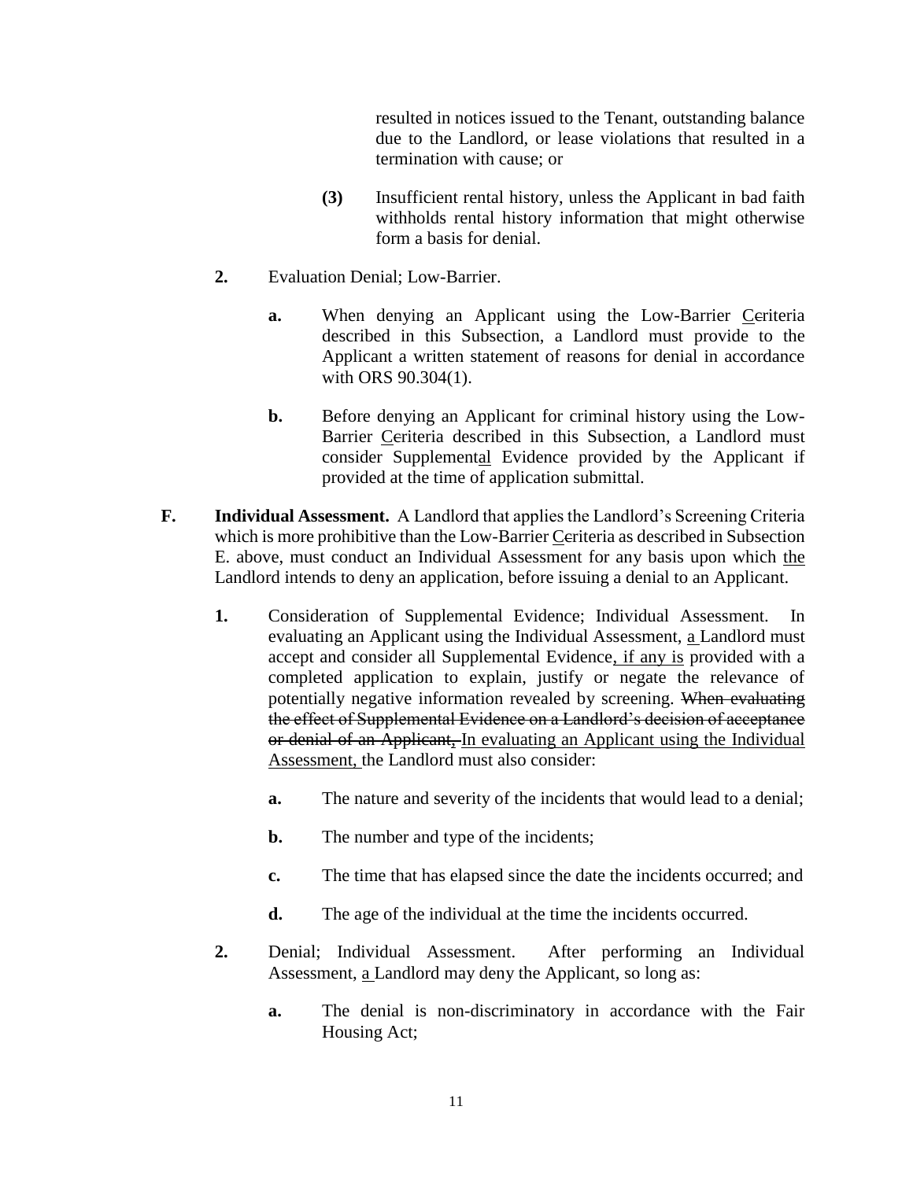resulted in notices issued to the Tenant, outstanding balance due to the Landlord, or lease violations that resulted in a termination with cause; or

**(3)** Insufficient rental history, unless the Applicant in bad faith withholds rental history information that might otherwise form a basis for denial.

**2.** Evaluation Denial; Low-Barrier.

**a.** When denying an Applicant using the Low-Barrier <u>C</u>~~c~~riteria described in this Subsection, a Landlord must provide to the Applicant a written statement of reasons for denial in accordance with ORS 90.304(1).

**b.** Before denying an Applicant for criminal history using the Low-Barrier <u>C</u>~~c~~riteria described in this Subsection, a Landlord must consider Supplemen<u>tal</u> Evidence provided by the Applicant if provided at the time of application submittal.

**F. Individual Assessment.** A Landlord that applies the Landlord's Screening Criteria which is more prohibitive than the Low-Barrier <u>C</u>~~c~~riteria as described in Subsection E. above, must conduct an Individual Assessment for any basis upon which <u>the</u> Landlord intends to deny an application, before issuing a denial to an Applicant.

**1.** Consideration of Supplemental Evidence; Individual Assessment. In evaluating an Applicant using the Individual Assessment, <u>a</u> Landlord must accept and consider all Supplemental Evidence<u>, if any is</u> provided with a completed application to explain, justify or negate the relevance of potentially negative information revealed by screening. ~~When evaluating the effect of Supplemental Evidence on a Landlord's decision of acceptance or denial of an Applicant,~~ <u>In evaluating an Applicant using the Individual Assessment,</u> the Landlord must also consider:

**a.** The nature and severity of the incidents that would lead to a denial;

**b.** The number and type of the incidents;

**c.** The time that has elapsed since the date the incidents occurred; and

**d.** The age of the individual at the time the incidents occurred.

**2.** Denial; Individual Assessment. After performing an Individual Assessment, <u>a</u> Landlord may deny the Applicant, so long as:

**a.** The denial is non-discriminatory in accordance with the Fair Housing Act;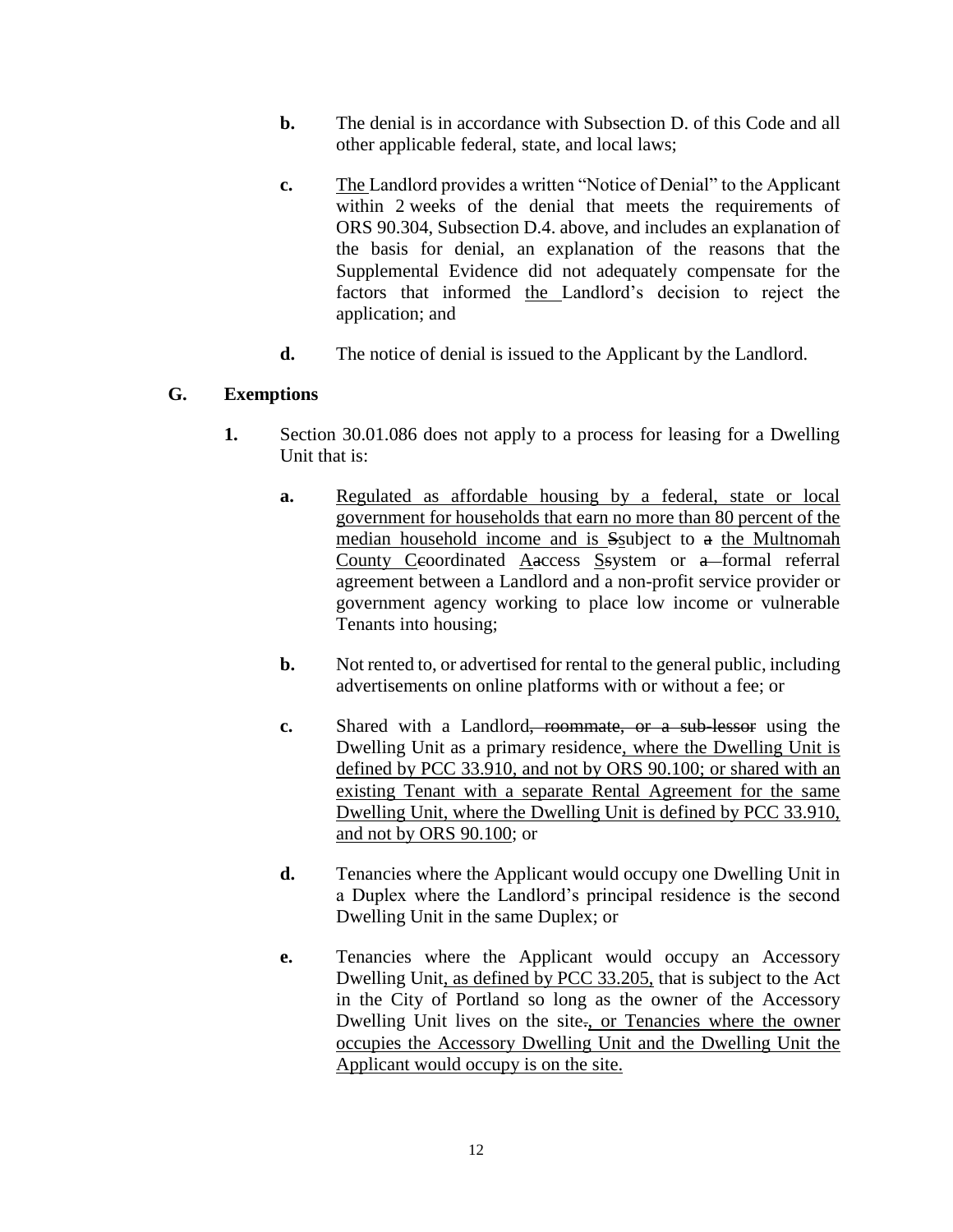**b.** The denial is in accordance with Subsection D. of this Code and all other applicable federal, state, and local laws;

**c.** <u>The </u>Landlord provides a written "Notice of Denial" to the Applicant within 2 weeks of the denial that meets the requirements of ORS 90.304, Subsection D.4. above, and includes an explanation of the basis for denial, an explanation of the reasons that the Supplemental Evidence did not adequately compensate for the factors that informed <u>the </u>Landlord's decision to reject the application; and

**d.** The notice of denial is issued to the Applicant by the Landlord.

## G. Exemptions

**1.** Section 30.01.086 does not apply to a process for leasing for a Dwelling Unit that is:

**a.** <u>Regulated as affordable housing by a federal, state or local government for households that earn no more than 80 percent of the median household income and is </u>~~S~~<u>s</u>ubject to ~~a~~ <u>the Multnomah County C</u>~~c~~oordinated <u>A</u>~~a~~ccess <u>S</u>~~s~~ystem or ~~a~~ formal referral agreement between a Landlord and a non-profit service provider or government agency working to place low income or vulnerable Tenants into housing;

**b.** Not rented to, or advertised for rental to the general public, including advertisements on online platforms with or without a fee; or

**c.** Shared with a Landlord~~, roommate, or a sub-lessor~~ using the Dwelling Unit as a primary residence<u>, where the Dwelling Unit is defined by PCC 33.910, and not by ORS 90.100; or shared with an existing Tenant with a separate Rental Agreement for the same Dwelling Unit, where the Dwelling Unit is defined by PCC 33.910, and not by ORS 90.100</u>; or

**d.** Tenancies where the Applicant would occupy one Dwelling Unit in a Duplex where the Landlord's principal residence is the second Dwelling Unit in the same Duplex; or

**e.** Tenancies where the Applicant would occupy an Accessory Dwelling Unit<u>, as defined by PCC 33.205,</u> that is subject to the Act in the City of Portland so long as the owner of the Accessory Dwelling Unit lives on the site~~.~~<u>, or Tenancies where the owner occupies the Accessory Dwelling Unit and the Dwelling Unit the Applicant would occupy is on the site.</u>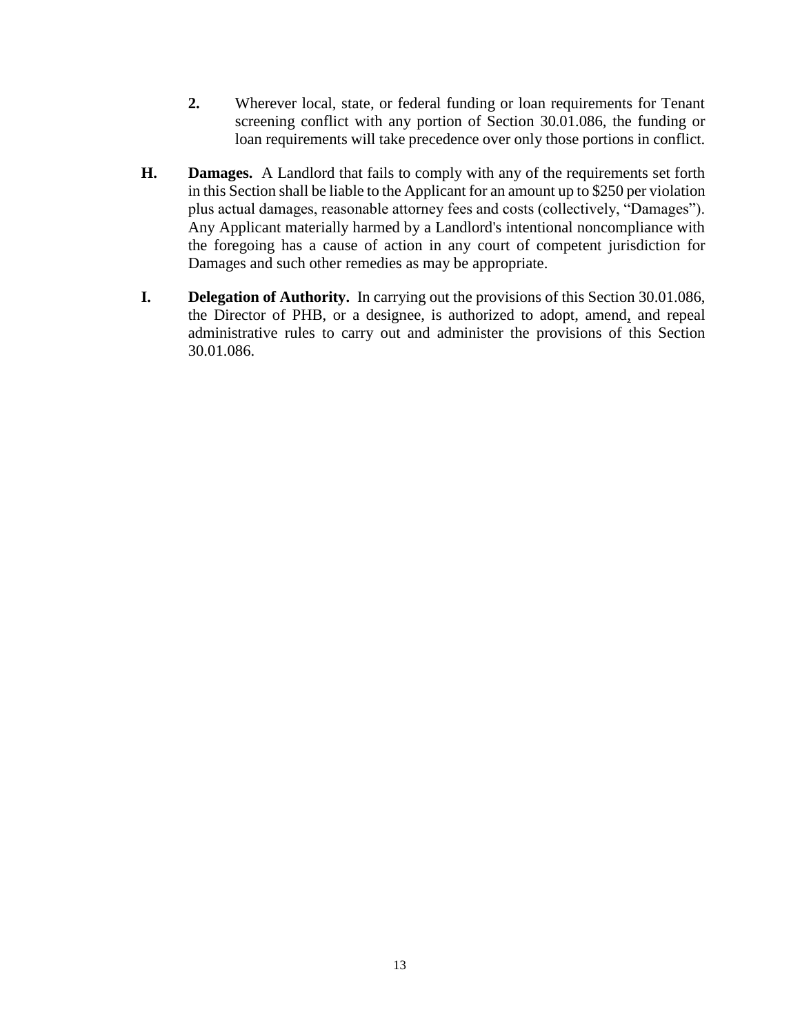**2.** Wherever local, state, or federal funding or loan requirements for Tenant screening conflict with any portion of Section 30.01.086, the funding or loan requirements will take precedence over only those portions in conflict.

**H.** **Damages.** A Landlord that fails to comply with any of the requirements set forth in this Section shall be liable to the Applicant for an amount up to $250 per violation plus actual damages, reasonable attorney fees and costs (collectively, "Damages"). Any Applicant materially harmed by a Landlord's intentional noncompliance with the foregoing has a cause of action in any court of competent jurisdiction for Damages and such other remedies as may be appropriate.

**I.** **Delegation of Authority.** In carrying out the provisions of this Section 30.01.086, the Director of PHB, or a designee, is authorized to adopt, amend, and repeal administrative rules to carry out and administer the provisions of this Section 30.01.086.